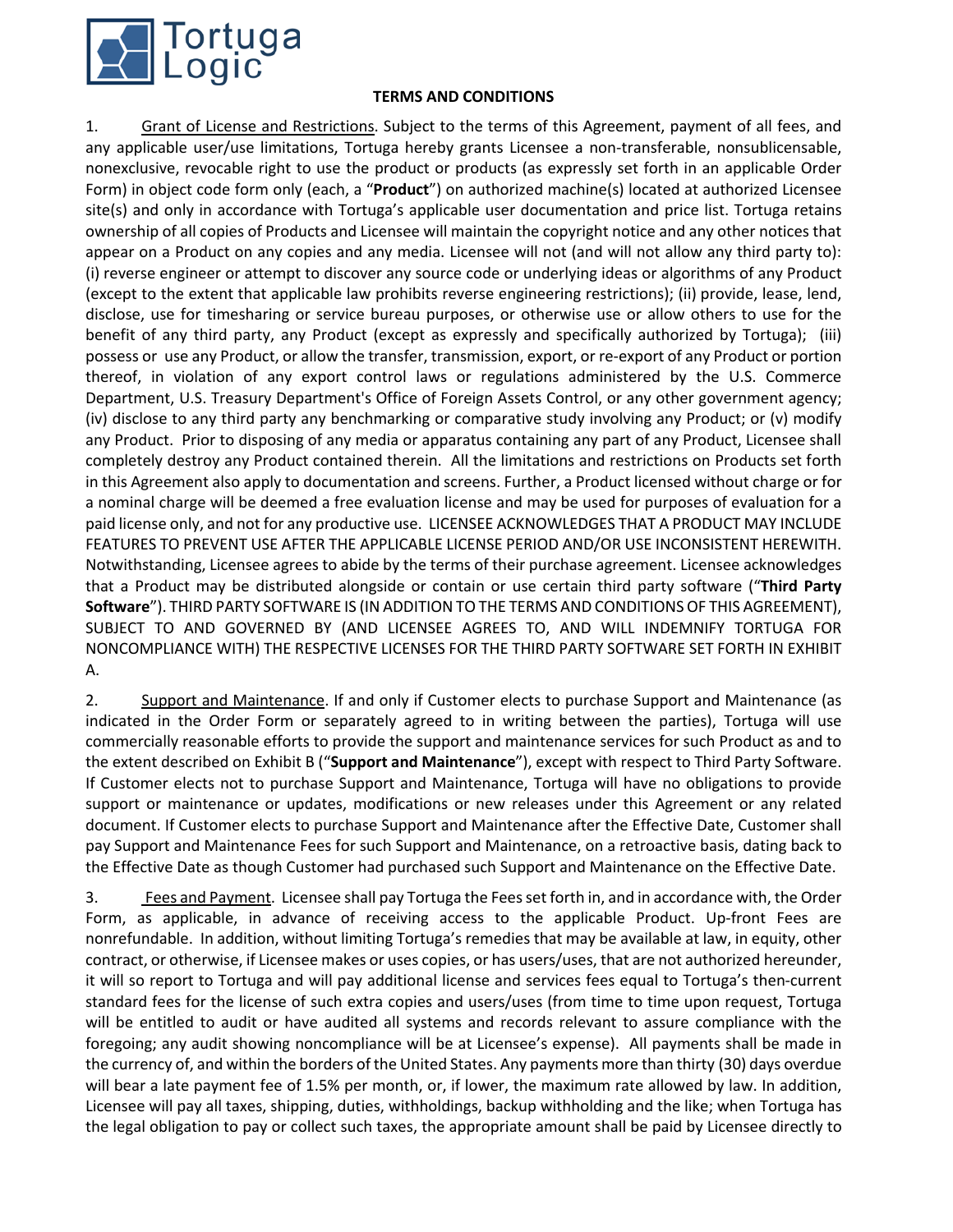Tortuga Logic

**TERMS AND CONDITIONS**

1. Grant of License and Restrictions. Subject to the terms of this Agreement, payment of all fees, and any applicable user/use limitations, Tortuga hereby grants Licensee a non-transferable, nonsublicensable, nonexclusive, revocable right to use the product or products (as expressly set forth in an applicable Order Form) in object code form only (each, a "**Product**") on authorized machine(s) located at authorized Licensee site(s) and only in accordance with Tortuga's applicable user documentation and price list. Tortuga retains ownership of all copies of Products and Licensee will maintain the copyright notice and any other notices that appear on a Product on any copies and any media. Licensee will not (and will not allow any third party to): (i) reverse engineer or attempt to discover any source code or underlying ideas or algorithms of any Product (except to the extent that applicable law prohibits reverse engineering restrictions); (ii) provide, lease, lend, disclose, use for timesharing or service bureau purposes, or otherwise use or allow others to use for the benefit of any third party, any Product (except as expressly and specifically authorized by Tortuga); (iii) possess or use any Product, or allow the transfer, transmission, export, or re-export of any Product or portion thereof, in violation of any export control laws or regulations administered by the U.S. Commerce Department, U.S. Treasury Department's Office of Foreign Assets Control, or any other government agency; (iv) disclose to any third party any benchmarking or comparative study involving any Product; or (v) modify any Product. Prior to disposing of any media or apparatus containing any part of any Product, Licensee shall completely destroy any Product contained therein. All the limitations and restrictions on Products set forth in this Agreement also apply to documentation and screens. Further, a Product licensed without charge or for a nominal charge will be deemed a free evaluation license and may be used for purposes of evaluation for a paid license only, and not for any productive use. LICENSEE ACKNOWLEDGES THAT A PRODUCT MAY INCLUDE FEATURES TO PREVENT USE AFTER THE APPLICABLE LICENSE PERIOD AND/OR USE INCONSISTENT HEREWITH. Notwithstanding, Licensee agrees to abide by the terms of their purchase agreement. Licensee acknowledges that a Product may be distributed alongside or contain or use certain third party software ("**Third Party Software**"). THIRD PARTY SOFTWARE IS (IN ADDITION TO THE TERMS AND CONDITIONS OF THIS AGREEMENT), SUBJECT TO AND GOVERNED BY (AND LICENSEE AGREES TO, AND WILL INDEMNIFY TORTUGA FOR NONCOMPLIANCE WITH) THE RESPECTIVE LICENSES FOR THE THIRD PARTY SOFTWARE SET FORTH IN EXHIBIT A.

2. Support and Maintenance. If and only if Customer elects to purchase Support and Maintenance (as indicated in the Order Form or separately agreed to in writing between the parties), Tortuga will use commercially reasonable efforts to provide the support and maintenance services for such Product as and to the extent described on Exhibit B ("**Support and Maintenance**"), except with respect to Third Party Software. If Customer elects not to purchase Support and Maintenance, Tortuga will have no obligations to provide support or maintenance or updates, modifications or new releases under this Agreement or any related document. If Customer elects to purchase Support and Maintenance after the Effective Date, Customer shall pay Support and Maintenance Fees for such Support and Maintenance, on a retroactive basis, dating back to the Effective Date as though Customer had purchased such Support and Maintenance on the Effective Date.

3. Fees and Payment. Licensee shall pay Tortuga the Fees set forth in, and in accordance with, the Order Form, as applicable, in advance of receiving access to the applicable Product. Up-front Fees are nonrefundable. In addition, without limiting Tortuga's remedies that may be available at law, in equity, other contract, or otherwise, if Licensee makes or uses copies, or has users/uses, that are not authorized hereunder, it will so report to Tortuga and will pay additional license and services fees equal to Tortuga's then-current standard fees for the license of such extra copies and users/uses (from time to time upon request, Tortuga will be entitled to audit or have audited all systems and records relevant to assure compliance with the foregoing; any audit showing noncompliance will be at Licensee's expense). All payments shall be made in the currency of, and within the borders of the United States. Any payments more than thirty (30) days overdue will bear a late payment fee of 1.5% per month, or, if lower, the maximum rate allowed by law. In addition, Licensee will pay all taxes, shipping, duties, withholdings, backup withholding and the like; when Tortuga has the legal obligation to pay or collect such taxes, the appropriate amount shall be paid by Licensee directly to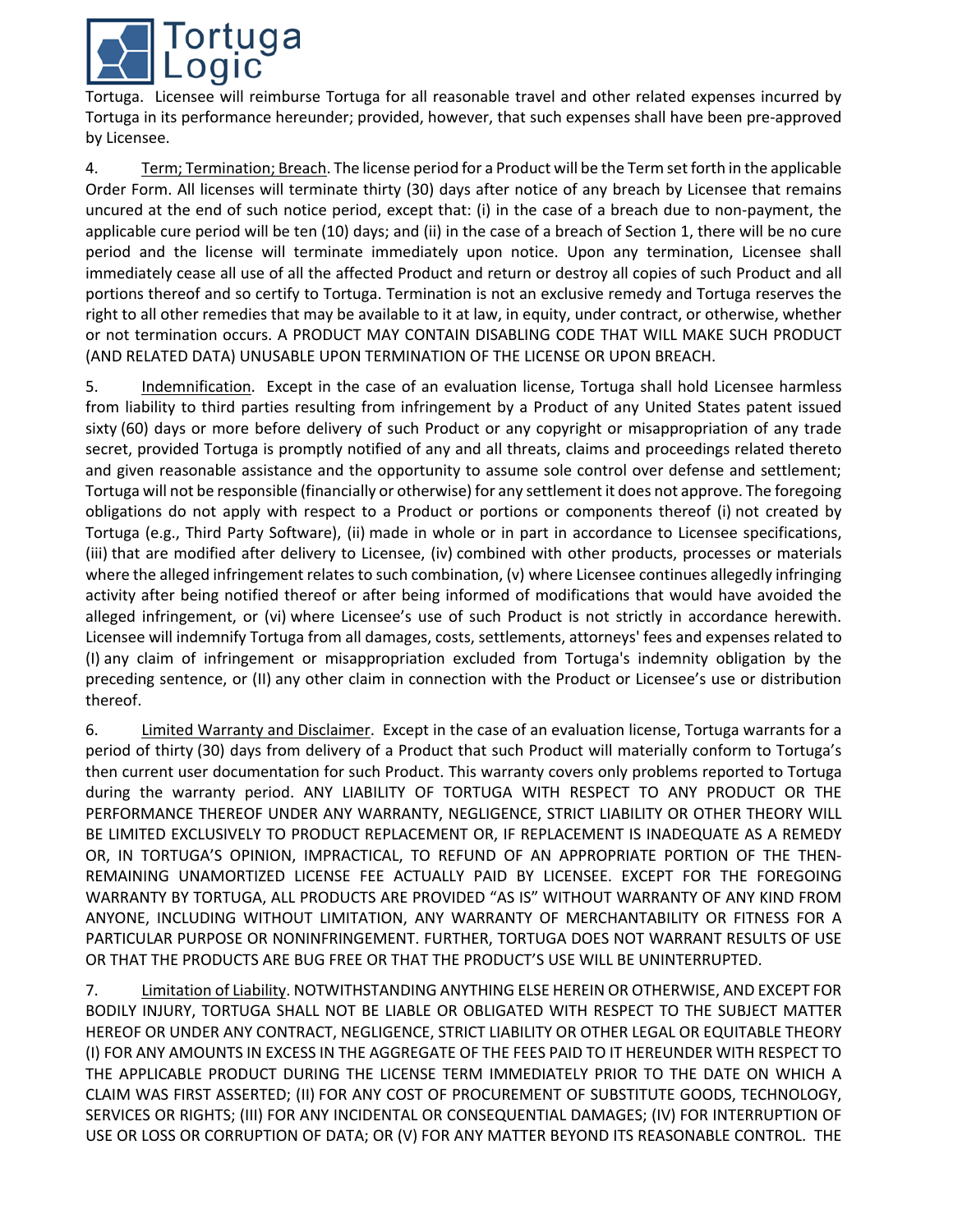Tortuga. Licensee will reimburse Tortuga for all reasonable travel and other related expenses incurred by Tortuga in its performance hereunder; provided, however, that such expenses shall have been pre-approved by Licensee.

4. Term; Termination; Breach. The license period for a Product will be the Term set forth in the applicable Order Form. All licenses will terminate thirty (30) days after notice of any breach by Licensee that remains uncured at the end of such notice period, except that: (i) in the case of a breach due to non-payment, the applicable cure period will be ten (10) days; and (ii) in the case of a breach of Section 1, there will be no cure period and the license will terminate immediately upon notice. Upon any termination, Licensee shall immediately cease all use of all the affected Product and return or destroy all copies of such Product and all portions thereof and so certify to Tortuga. Termination is not an exclusive remedy and Tortuga reserves the right to all other remedies that may be available to it at law, in equity, under contract, or otherwise, whether or not termination occurs. A PRODUCT MAY CONTAIN DISABLING CODE THAT WILL MAKE SUCH PRODUCT (AND RELATED DATA) UNUSABLE UPON TERMINATION OF THE LICENSE OR UPON BREACH.

5. Indemnification. Except in the case of an evaluation license, Tortuga shall hold Licensee harmless from liability to third parties resulting from infringement by a Product of any United States patent issued sixty (60) days or more before delivery of such Product or any copyright or misappropriation of any trade secret, provided Tortuga is promptly notified of any and all threats, claims and proceedings related thereto and given reasonable assistance and the opportunity to assume sole control over defense and settlement; Tortuga will not be responsible (financially or otherwise) for any settlement it does not approve. The foregoing obligations do not apply with respect to a Product or portions or components thereof (i) not created by Tortuga (e.g., Third Party Software), (ii) made in whole or in part in accordance to Licensee specifications, (iii) that are modified after delivery to Licensee, (iv) combined with other products, processes or materials where the alleged infringement relates to such combination, (v) where Licensee continues allegedly infringing activity after being notified thereof or after being informed of modifications that would have avoided the alleged infringement, or (vi) where Licensee's use of such Product is not strictly in accordance herewith. Licensee will indemnify Tortuga from all damages, costs, settlements, attorneys' fees and expenses related to (I) any claim of infringement or misappropriation excluded from Tortuga's indemnity obligation by the preceding sentence, or (II) any other claim in connection with the Product or Licensee's use or distribution thereof.

6. Limited Warranty and Disclaimer. Except in the case of an evaluation license, Tortuga warrants for a period of thirty (30) days from delivery of a Product that such Product will materially conform to Tortuga's then current user documentation for such Product. This warranty covers only problems reported to Tortuga during the warranty period. ANY LIABILITY OF TORTUGA WITH RESPECT TO ANY PRODUCT OR THE PERFORMANCE THEREOF UNDER ANY WARRANTY, NEGLIGENCE, STRICT LIABILITY OR OTHER THEORY WILL BE LIMITED EXCLUSIVELY TO PRODUCT REPLACEMENT OR, IF REPLACEMENT IS INADEQUATE AS A REMEDY OR, IN TORTUGA'S OPINION, IMPRACTICAL, TO REFUND OF AN APPROPRIATE PORTION OF THE THEN-REMAINING UNAMORTIZED LICENSE FEE ACTUALLY PAID BY LICENSEE. EXCEPT FOR THE FOREGOING WARRANTY BY TORTUGA, ALL PRODUCTS ARE PROVIDED "AS IS" WITHOUT WARRANTY OF ANY KIND FROM ANYONE, INCLUDING WITHOUT LIMITATION, ANY WARRANTY OF MERCHANTABILITY OR FITNESS FOR A PARTICULAR PURPOSE OR NONINFRINGEMENT. FURTHER, TORTUGA DOES NOT WARRANT RESULTS OF USE OR THAT THE PRODUCTS ARE BUG FREE OR THAT THE PRODUCT'S USE WILL BE UNINTERRUPTED.

7. Limitation of Liability. NOTWITHSTANDING ANYTHING ELSE HEREIN OR OTHERWISE, AND EXCEPT FOR BODILY INJURY, TORTUGA SHALL NOT BE LIABLE OR OBLIGATED WITH RESPECT TO THE SUBJECT MATTER HEREOF OR UNDER ANY CONTRACT, NEGLIGENCE, STRICT LIABILITY OR OTHER LEGAL OR EQUITABLE THEORY (I) FOR ANY AMOUNTS IN EXCESS IN THE AGGREGATE OF THE FEES PAID TO IT HEREUNDER WITH RESPECT TO THE APPLICABLE PRODUCT DURING THE LICENSE TERM IMMEDIATELY PRIOR TO THE DATE ON WHICH A CLAIM WAS FIRST ASSERTED; (II) FOR ANY COST OF PROCUREMENT OF SUBSTITUTE GOODS, TECHNOLOGY, SERVICES OR RIGHTS; (III) FOR ANY INCIDENTAL OR CONSEQUENTIAL DAMAGES; (IV) FOR INTERRUPTION OF USE OR LOSS OR CORRUPTION OF DATA; OR (V) FOR ANY MATTER BEYOND ITS REASONABLE CONTROL. THE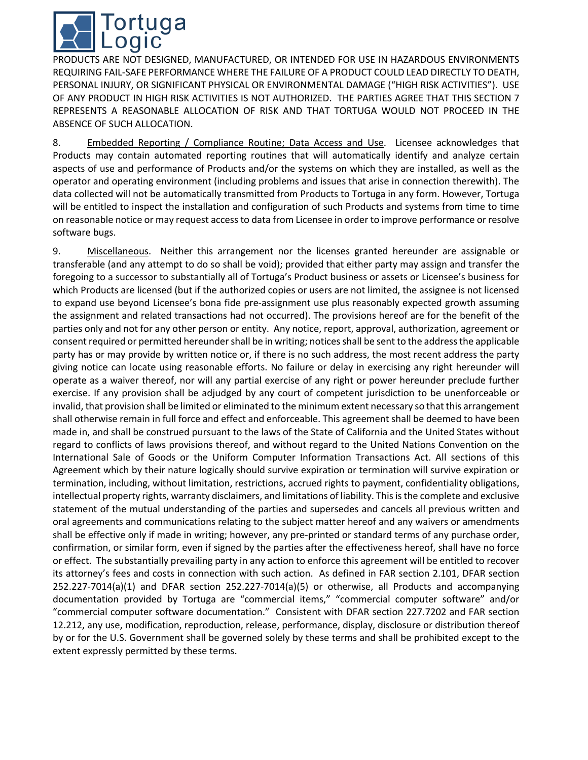PRODUCTS ARE NOT DESIGNED, MANUFACTURED, OR INTENDED FOR USE IN HAZARDOUS ENVIRONMENTS REQUIRING FAIL-SAFE PERFORMANCE WHERE THE FAILURE OF A PRODUCT COULD LEAD DIRECTLY TO DEATH, PERSONAL INJURY, OR SIGNIFICANT PHYSICAL OR ENVIRONMENTAL DAMAGE ("HIGH RISK ACTIVITIES"). USE OF ANY PRODUCT IN HIGH RISK ACTIVITIES IS NOT AUTHORIZED. THE PARTIES AGREE THAT THIS SECTION 7 REPRESENTS A REASONABLE ALLOCATION OF RISK AND THAT TORTUGA WOULD NOT PROCEED IN THE ABSENCE OF SUCH ALLOCATION.

8. Embedded Reporting / Compliance Routine; Data Access and Use. Licensee acknowledges that Products may contain automated reporting routines that will automatically identify and analyze certain aspects of use and performance of Products and/or the systems on which they are installed, as well as the operator and operating environment (including problems and issues that arise in connection therewith). The data collected will not be automatically transmitted from Products to Tortuga in any form. However, Tortuga will be entitled to inspect the installation and configuration of such Products and systems from time to time on reasonable notice or may request access to data from Licensee in order to improve performance or resolve software bugs.

9. Miscellaneous. Neither this arrangement nor the licenses granted hereunder are assignable or transferable (and any attempt to do so shall be void); provided that either party may assign and transfer the foregoing to a successor to substantially all of Tortuga's Product business or assets or Licensee's business for which Products are licensed (but if the authorized copies or users are not limited, the assignee is not licensed to expand use beyond Licensee's bona fide pre-assignment use plus reasonably expected growth assuming the assignment and related transactions had not occurred). The provisions hereof are for the benefit of the parties only and not for any other person or entity. Any notice, report, approval, authorization, agreement or consent required or permitted hereunder shall be in writing; notices shall be sent to the address the applicable party has or may provide by written notice or, if there is no such address, the most recent address the party giving notice can locate using reasonable efforts. No failure or delay in exercising any right hereunder will operate as a waiver thereof, nor will any partial exercise of any right or power hereunder preclude further exercise. If any provision shall be adjudged by any court of competent jurisdiction to be unenforceable or invalid, that provision shall be limited or eliminated to the minimum extent necessary so that this arrangement shall otherwise remain in full force and effect and enforceable. This agreement shall be deemed to have been made in, and shall be construed pursuant to the laws of the State of California and the United States without regard to conflicts of laws provisions thereof, and without regard to the United Nations Convention on the International Sale of Goods or the Uniform Computer Information Transactions Act. All sections of this Agreement which by their nature logically should survive expiration or termination will survive expiration or termination, including, without limitation, restrictions, accrued rights to payment, confidentiality obligations, intellectual property rights, warranty disclaimers, and limitations of liability. This is the complete and exclusive statement of the mutual understanding of the parties and supersedes and cancels all previous written and oral agreements and communications relating to the subject matter hereof and any waivers or amendments shall be effective only if made in writing; however, any pre-printed or standard terms of any purchase order, confirmation, or similar form, even if signed by the parties after the effectiveness hereof, shall have no force or effect. The substantially prevailing party in any action to enforce this agreement will be entitled to recover its attorney's fees and costs in connection with such action. As defined in FAR section 2.101, DFAR section 252.227-7014(a)(1) and DFAR section 252.227-7014(a)(5) or otherwise, all Products and accompanying documentation provided by Tortuga are "commercial items," "commercial computer software" and/or "commercial computer software documentation." Consistent with DFAR section 227.7202 and FAR section 12.212, any use, modification, reproduction, release, performance, display, disclosure or distribution thereof by or for the U.S. Government shall be governed solely by these terms and shall be prohibited except to the extent expressly permitted by these terms.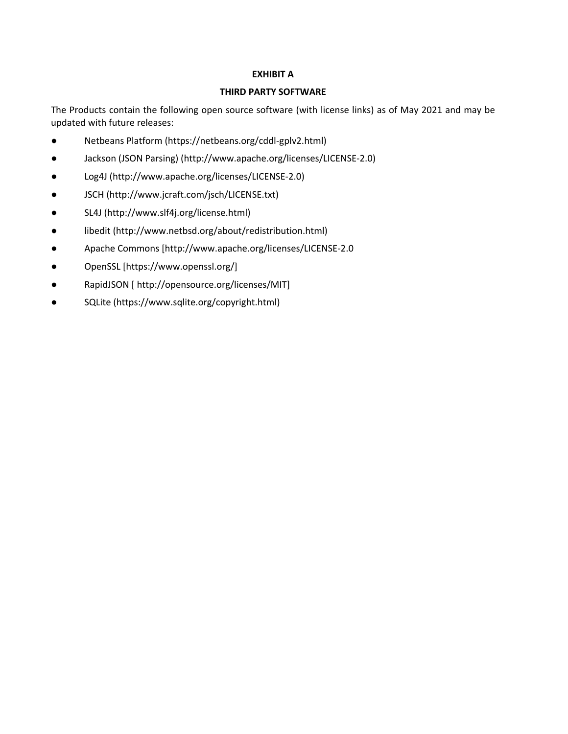**EXHIBIT A**

**THIRD PARTY SOFTWARE**

The Products contain the following open source software (with license links) as of May 2021 and may be updated with future releases:

- Netbeans Platform (https://netbeans.org/cddl-gplv2.html)
- Jackson (JSON Parsing) (http://www.apache.org/licenses/LICENSE-2.0)
- Log4J (http://www.apache.org/licenses/LICENSE-2.0)
- JSCH (http://www.jcraft.com/jsch/LICENSE.txt)
- SL4J (http://www.slf4j.org/license.html)
- libedit (http://www.netbsd.org/about/redistribution.html)
- Apache Commons [http://www.apache.org/licenses/LICENSE-2.0
- OpenSSL [https://www.openssl.org/]
- RapidJSON [ http://opensource.org/licenses/MIT]
- SQLite (https://www.sqlite.org/copyright.html)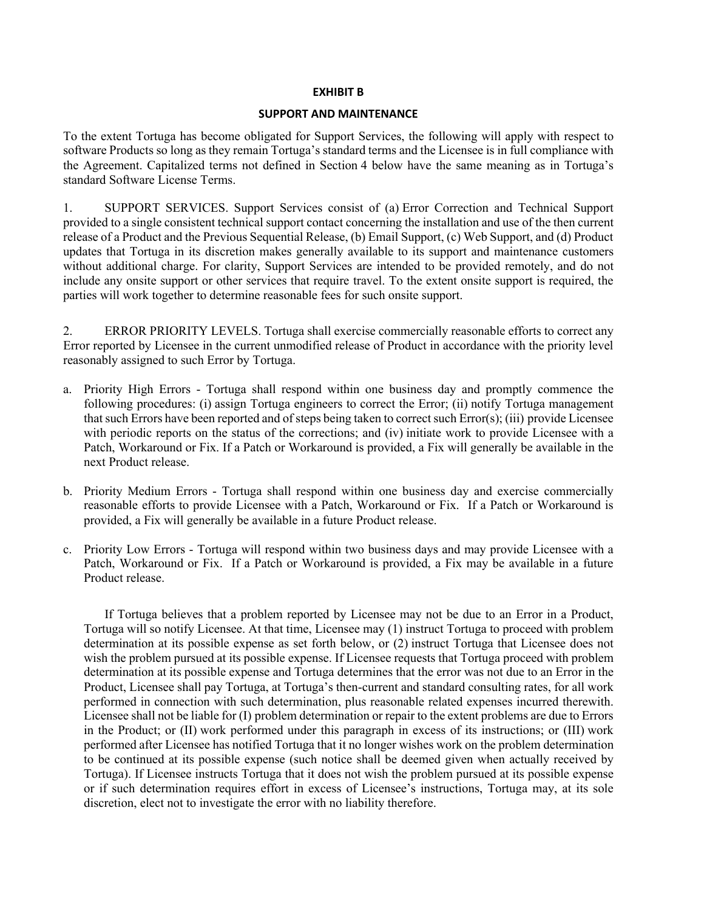**EXHIBIT B**

**SUPPORT AND MAINTENANCE**

To the extent Tortuga has become obligated for Support Services, the following will apply with respect to software Products so long as they remain Tortuga's standard terms and the Licensee is in full compliance with the Agreement. Capitalized terms not defined in Section 4 below have the same meaning as in Tortuga's standard Software License Terms.

1. SUPPORT SERVICES. Support Services consist of (a) Error Correction and Technical Support provided to a single consistent technical support contact concerning the installation and use of the then current release of a Product and the Previous Sequential Release, (b) Email Support, (c) Web Support, and (d) Product updates that Tortuga in its discretion makes generally available to its support and maintenance customers without additional charge. For clarity, Support Services are intended to be provided remotely, and do not include any onsite support or other services that require travel. To the extent onsite support is required, the parties will work together to determine reasonable fees for such onsite support.

2. ERROR PRIORITY LEVELS. Tortuga shall exercise commercially reasonable efforts to correct any Error reported by Licensee in the current unmodified release of Product in accordance with the priority level reasonably assigned to such Error by Tortuga.

a. Priority High Errors - Tortuga shall respond within one business day and promptly commence the following procedures: (i) assign Tortuga engineers to correct the Error; (ii) notify Tortuga management that such Errors have been reported and of steps being taken to correct such Error(s); (iii) provide Licensee with periodic reports on the status of the corrections; and (iv) initiate work to provide Licensee with a Patch, Workaround or Fix. If a Patch or Workaround is provided, a Fix will generally be available in the next Product release.

b. Priority Medium Errors - Tortuga shall respond within one business day and exercise commercially reasonable efforts to provide Licensee with a Patch, Workaround or Fix. If a Patch or Workaround is provided, a Fix will generally be available in a future Product release.

c. Priority Low Errors - Tortuga will respond within two business days and may provide Licensee with a Patch, Workaround or Fix. If a Patch or Workaround is provided, a Fix may be available in a future Product release.

If Tortuga believes that a problem reported by Licensee may not be due to an Error in a Product, Tortuga will so notify Licensee. At that time, Licensee may (1) instruct Tortuga to proceed with problem determination at its possible expense as set forth below, or (2) instruct Tortuga that Licensee does not wish the problem pursued at its possible expense. If Licensee requests that Tortuga proceed with problem determination at its possible expense and Tortuga determines that the error was not due to an Error in the Product, Licensee shall pay Tortuga, at Tortuga's then-current and standard consulting rates, for all work performed in connection with such determination, plus reasonable related expenses incurred therewith. Licensee shall not be liable for (I) problem determination or repair to the extent problems are due to Errors in the Product; or (II) work performed under this paragraph in excess of its instructions; or (III) work performed after Licensee has notified Tortuga that it no longer wishes work on the problem determination to be continued at its possible expense (such notice shall be deemed given when actually received by Tortuga). If Licensee instructs Tortuga that it does not wish the problem pursued at its possible expense or if such determination requires effort in excess of Licensee's instructions, Tortuga may, at its sole discretion, elect not to investigate the error with no liability therefore.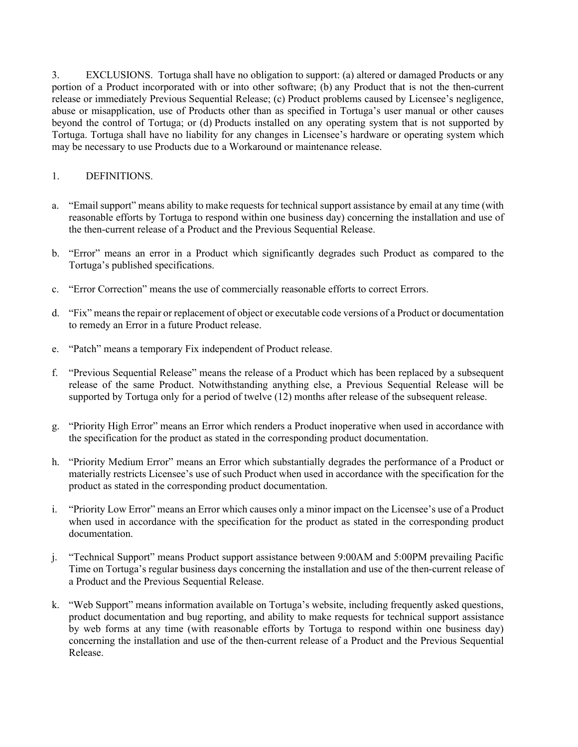3. EXCLUSIONS. Tortuga shall have no obligation to support: (a) altered or damaged Products or any portion of a Product incorporated with or into other software; (b) any Product that is not the then-current release or immediately Previous Sequential Release; (c) Product problems caused by Licensee's negligence, abuse or misapplication, use of Products other than as specified in Tortuga's user manual or other causes beyond the control of Tortuga; or (d) Products installed on any operating system that is not supported by Tortuga. Tortuga shall have no liability for any changes in Licensee's hardware or operating system which may be necessary to use Products due to a Workaround or maintenance release.

1. DEFINITIONS.

a. "Email support" means ability to make requests for technical support assistance by email at any time (with reasonable efforts by Tortuga to respond within one business day) concerning the installation and use of the then-current release of a Product and the Previous Sequential Release.

b. "Error" means an error in a Product which significantly degrades such Product as compared to the Tortuga's published specifications.

c. "Error Correction" means the use of commercially reasonable efforts to correct Errors.

d. "Fix" means the repair or replacement of object or executable code versions of a Product or documentation to remedy an Error in a future Product release.

e. "Patch" means a temporary Fix independent of Product release.

f. "Previous Sequential Release" means the release of a Product which has been replaced by a subsequent release of the same Product. Notwithstanding anything else, a Previous Sequential Release will be supported by Tortuga only for a period of twelve (12) months after release of the subsequent release.

g. "Priority High Error" means an Error which renders a Product inoperative when used in accordance with the specification for the product as stated in the corresponding product documentation.

h. "Priority Medium Error" means an Error which substantially degrades the performance of a Product or materially restricts Licensee's use of such Product when used in accordance with the specification for the product as stated in the corresponding product documentation.

i. "Priority Low Error" means an Error which causes only a minor impact on the Licensee's use of a Product when used in accordance with the specification for the product as stated in the corresponding product documentation.

j. "Technical Support" means Product support assistance between 9:00AM and 5:00PM prevailing Pacific Time on Tortuga's regular business days concerning the installation and use of the then-current release of a Product and the Previous Sequential Release.

k. "Web Support" means information available on Tortuga's website, including frequently asked questions, product documentation and bug reporting, and ability to make requests for technical support assistance by web forms at any time (with reasonable efforts by Tortuga to respond within one business day) concerning the installation and use of the then-current release of a Product and the Previous Sequential Release.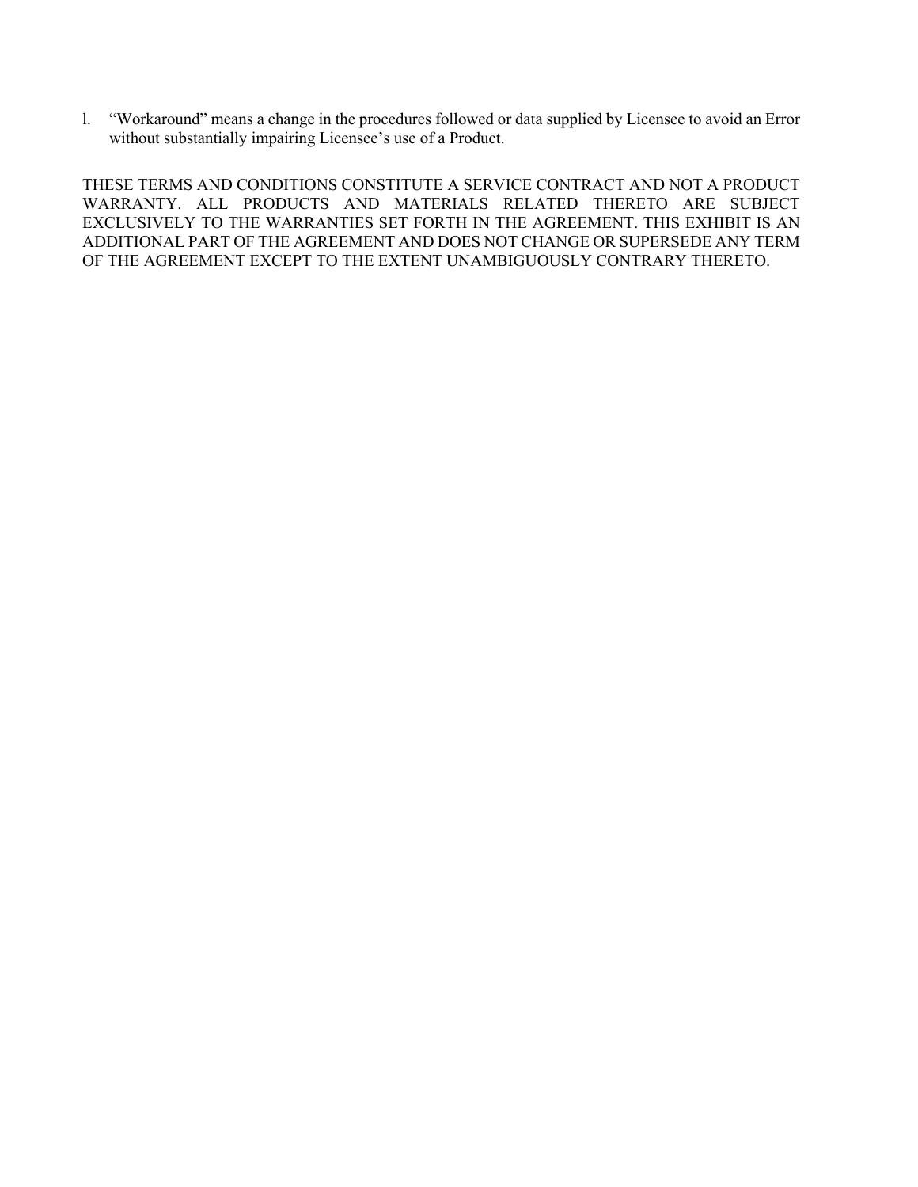l. "Workaround" means a change in the procedures followed or data supplied by Licensee to avoid an Error without substantially impairing Licensee's use of a Product.

THESE TERMS AND CONDITIONS CONSTITUTE A SERVICE CONTRACT AND NOT A PRODUCT WARRANTY. ALL PRODUCTS AND MATERIALS RELATED THERETO ARE SUBJECT EXCLUSIVELY TO THE WARRANTIES SET FORTH IN THE AGREEMENT. THIS EXHIBIT IS AN ADDITIONAL PART OF THE AGREEMENT AND DOES NOT CHANGE OR SUPERSEDE ANY TERM OF THE AGREEMENT EXCEPT TO THE EXTENT UNAMBIGUOUSLY CONTRARY THERETO.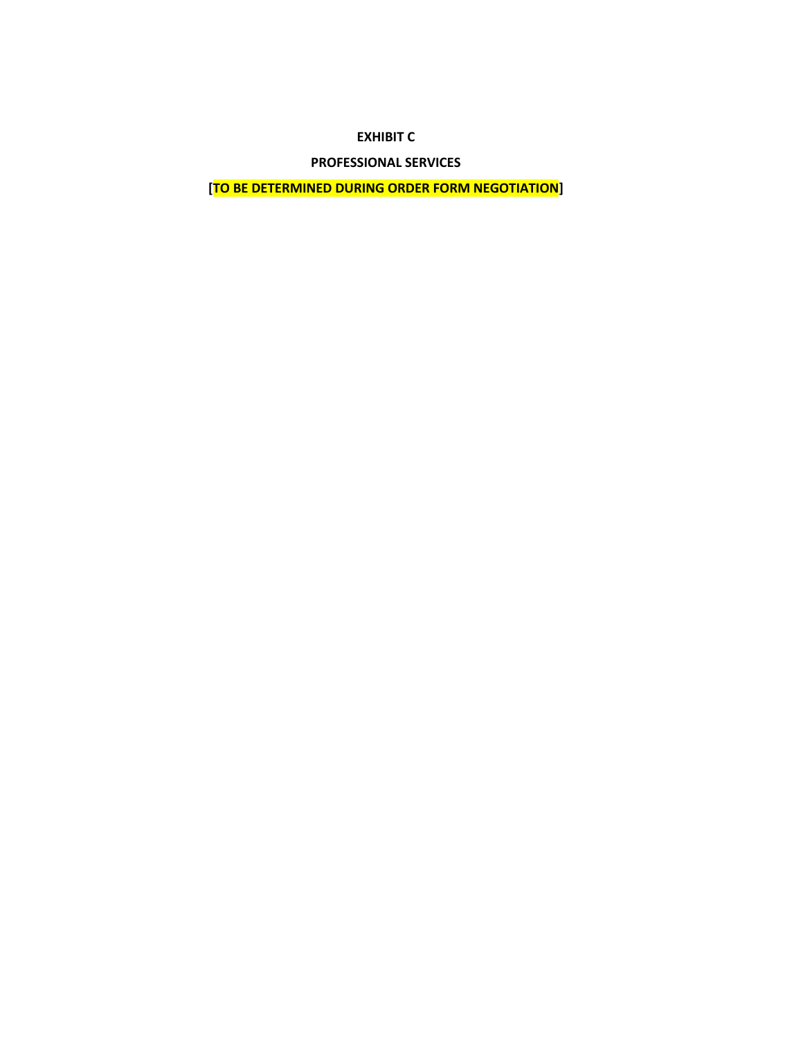**EXHIBIT C**

**PROFESSIONAL SERVICES**

**[TO BE DETERMINED DURING ORDER FORM NEGOTIATION]**